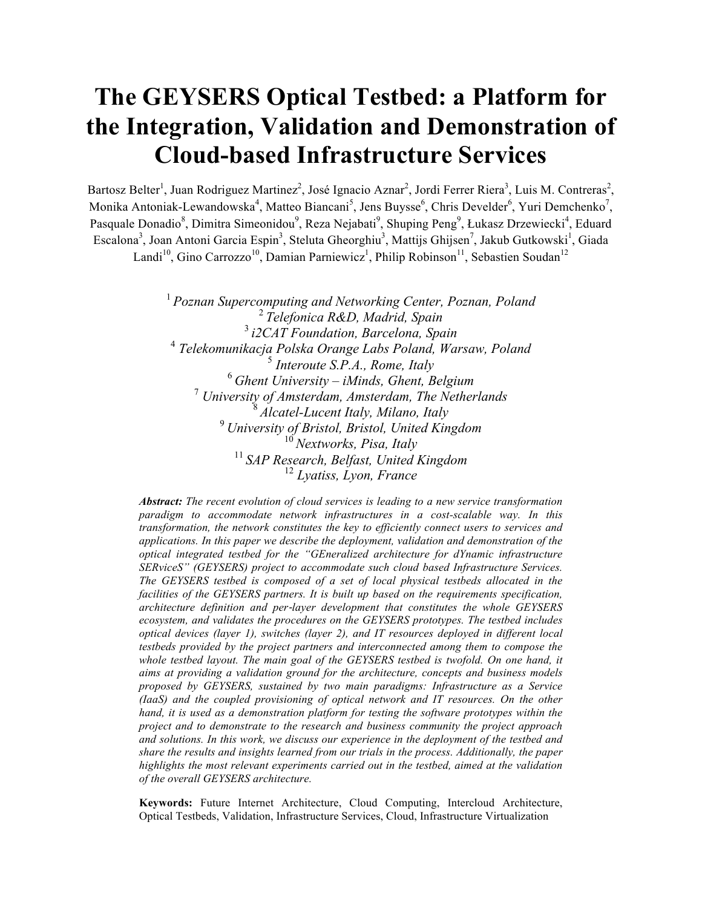# The GEYSERS Optical Testbed: a Platform for the Integration, Validation and Demonstration of Cloud-based Infrastructure Services

Bartosz Belter[1], Juan Rodriguez Martinez[2], José Ignacio Aznar[2], Jordi Ferrer Riera[3], Luis M. Contreras[2], Monika Antoniak-Lewandowska[4], Matteo Biancani[5], Jens Buysse[6], Chris Develder[6], Yuri Demchenko[7], Pasquale Donadio[8], Dimitra Simeonidou[9], Reza Nejabati[9], Shuping Peng[9], Łukasz Drzewiecki[4], Eduard Escalona[3], Joan Antoni Garcia Espin[3], Steluta Gheorghiu[3], Mattijs Ghijsen[7], Jakub Gutkowski[1], Giada Landi[10], Gino Carrozzo[10], Damian Parniewicz[1], Philip Robinson[11], Sebastien Soudan[12]

[1] *Poznan Supercomputing and Networking Center, Poznan, Poland*
[2] *Telefonica R&D, Madrid, Spain*
[3] *i2CAT Foundation, Barcelona, Spain*
[4] *Telekomunikacja Polska Orange Labs Poland, Warsaw, Poland*
[5] *Interoute S.P.A., Rome, Italy*
[6] *Ghent University – iMinds, Ghent, Belgium*
[7] *University of Amsterdam, Amsterdam, The Netherlands*
[8] *Alcatel-Lucent Italy, Milano, Italy*
[9] *University of Bristol, Bristol, United Kingdom*
[10] *Nextworks, Pisa, Italy*
[11] *SAP Research, Belfast, United Kingdom*
[12] *Lyatiss, Lyon, France*

***Abstract:*** *The recent evolution of cloud services is leading to a new service transformation paradigm to accommodate network infrastructures in a cost-scalable way. In this transformation, the network constitutes the key to efficiently connect users to services and applications. In this paper we describe the deployment, validation and demonstration of the optical integrated testbed for the "GEneralized architecture for dYnamic infrastructure SERviceS" (GEYSERS) project to accommodate such cloud based Infrastructure Services. The GEYSERS testbed is composed of a set of local physical testbeds allocated in the facilities of the GEYSERS partners. It is built up based on the requirements specification, architecture definition and per-layer development that constitutes the whole GEYSERS ecosystem, and validates the procedures on the GEYSERS prototypes. The testbed includes optical devices (layer 1), switches (layer 2), and IT resources deployed in different local testbeds provided by the project partners and interconnected among them to compose the whole testbed layout. The main goal of the GEYSERS testbed is twofold. On one hand, it aims at providing a validation ground for the architecture, concepts and business models proposed by GEYSERS, sustained by two main paradigms: Infrastructure as a Service (IaaS) and the coupled provisioning of optical network and IT resources. On the other hand, it is used as a demonstration platform for testing the software prototypes within the project and to demonstrate to the research and business community the project approach and solutions. In this work, we discuss our experience in the deployment of the testbed and share the results and insights learned from our trials in the process. Additionally, the paper highlights the most relevant experiments carried out in the testbed, aimed at the validation of the overall GEYSERS architecture.*

**Keywords:** Future Internet Architecture, Cloud Computing, Intercloud Architecture, Optical Testbeds, Validation, Infrastructure Services, Cloud, Infrastructure Virtualization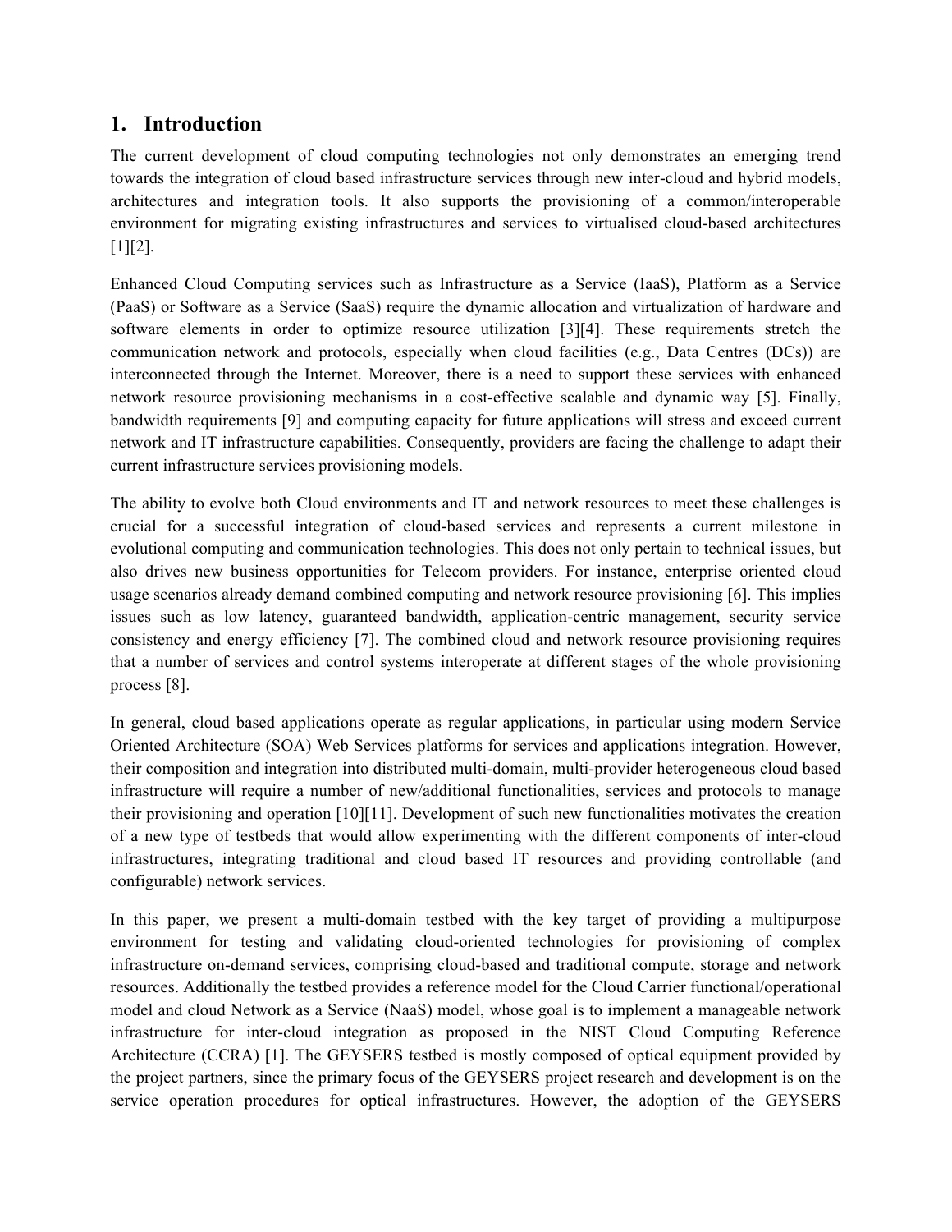## 1. Introduction

The current development of cloud computing technologies not only demonstrates an emerging trend towards the integration of cloud based infrastructure services through new inter-cloud and hybrid models, architectures and integration tools. It also supports the provisioning of a common/interoperable environment for migrating existing infrastructures and services to virtualised cloud-based architectures [1][2].

Enhanced Cloud Computing services such as Infrastructure as a Service (IaaS), Platform as a Service (PaaS) or Software as a Service (SaaS) require the dynamic allocation and virtualization of hardware and software elements in order to optimize resource utilization [3][4]. These requirements stretch the communication network and protocols, especially when cloud facilities (e.g., Data Centres (DCs)) are interconnected through the Internet. Moreover, there is a need to support these services with enhanced network resource provisioning mechanisms in a cost-effective scalable and dynamic way [5]. Finally, bandwidth requirements [9] and computing capacity for future applications will stress and exceed current network and IT infrastructure capabilities. Consequently, providers are facing the challenge to adapt their current infrastructure services provisioning models.

The ability to evolve both Cloud environments and IT and network resources to meet these challenges is crucial for a successful integration of cloud-based services and represents a current milestone in evolutional computing and communication technologies. This does not only pertain to technical issues, but also drives new business opportunities for Telecom providers. For instance, enterprise oriented cloud usage scenarios already demand combined computing and network resource provisioning [6]. This implies issues such as low latency, guaranteed bandwidth, application-centric management, security service consistency and energy efficiency [7]. The combined cloud and network resource provisioning requires that a number of services and control systems interoperate at different stages of the whole provisioning process [8].

In general, cloud based applications operate as regular applications, in particular using modern Service Oriented Architecture (SOA) Web Services platforms for services and applications integration. However, their composition and integration into distributed multi-domain, multi-provider heterogeneous cloud based infrastructure will require a number of new/additional functionalities, services and protocols to manage their provisioning and operation [10][11]. Development of such new functionalities motivates the creation of a new type of testbeds that would allow experimenting with the different components of inter-cloud infrastructures, integrating traditional and cloud based IT resources and providing controllable (and configurable) network services.

In this paper, we present a multi-domain testbed with the key target of providing a multipurpose environment for testing and validating cloud-oriented technologies for provisioning of complex infrastructure on-demand services, comprising cloud-based and traditional compute, storage and network resources. Additionally the testbed provides a reference model for the Cloud Carrier functional/operational model and cloud Network as a Service (NaaS) model, whose goal is to implement a manageable network infrastructure for inter-cloud integration as proposed in the NIST Cloud Computing Reference Architecture (CCRA) [1]. The GEYSERS testbed is mostly composed of optical equipment provided by the project partners, since the primary focus of the GEYSERS project research and development is on the service operation procedures for optical infrastructures. However, the adoption of the GEYSERS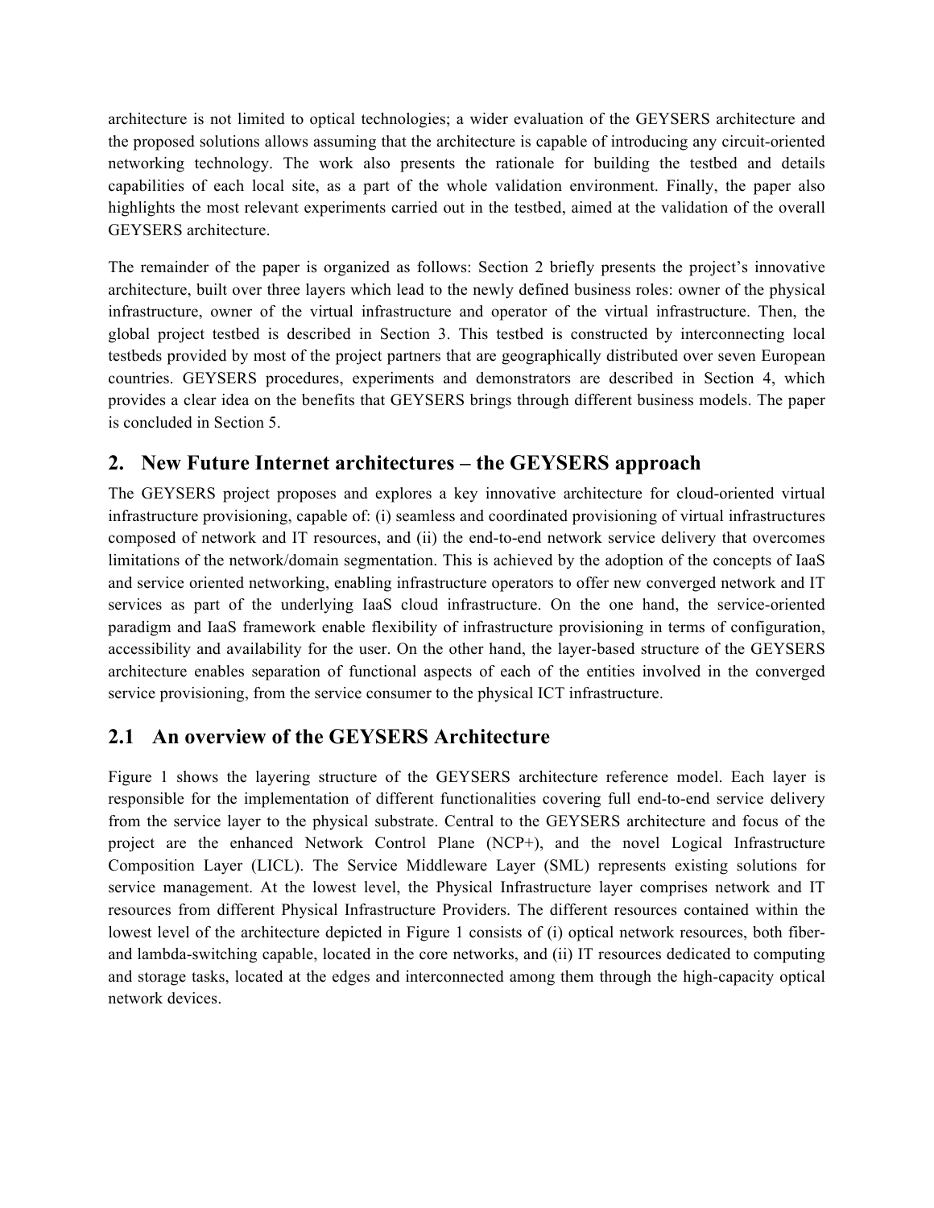architecture is not limited to optical technologies; a wider evaluation of the GEYSERS architecture and the proposed solutions allows assuming that the architecture is capable of introducing any circuit-oriented networking technology. The work also presents the rationale for building the testbed and details capabilities of each local site, as a part of the whole validation environment. Finally, the paper also highlights the most relevant experiments carried out in the testbed, aimed at the validation of the overall GEYSERS architecture.

The remainder of the paper is organized as follows: Section 2 briefly presents the project's innovative architecture, built over three layers which lead to the newly defined business roles: owner of the physical infrastructure, owner of the virtual infrastructure and operator of the virtual infrastructure. Then, the global project testbed is described in Section 3. This testbed is constructed by interconnecting local testbeds provided by most of the project partners that are geographically distributed over seven European countries. GEYSERS procedures, experiments and demonstrators are described in Section 4, which provides a clear idea on the benefits that GEYSERS brings through different business models. The paper is concluded in Section 5.

## 2. New Future Internet architectures – the GEYSERS approach

The GEYSERS project proposes and explores a key innovative architecture for cloud-oriented virtual infrastructure provisioning, capable of: (i) seamless and coordinated provisioning of virtual infrastructures composed of network and IT resources, and (ii) the end-to-end network service delivery that overcomes limitations of the network/domain segmentation. This is achieved by the adoption of the concepts of IaaS and service oriented networking, enabling infrastructure operators to offer new converged network and IT services as part of the underlying IaaS cloud infrastructure. On the one hand, the service-oriented paradigm and IaaS framework enable flexibility of infrastructure provisioning in terms of configuration, accessibility and availability for the user. On the other hand, the layer-based structure of the GEYSERS architecture enables separation of functional aspects of each of the entities involved in the converged service provisioning, from the service consumer to the physical ICT infrastructure.

### 2.1 An overview of the GEYSERS Architecture

Figure 1 shows the layering structure of the GEYSERS architecture reference model. Each layer is responsible for the implementation of different functionalities covering full end-to-end service delivery from the service layer to the physical substrate. Central to the GEYSERS architecture and focus of the project are the enhanced Network Control Plane (NCP+), and the novel Logical Infrastructure Composition Layer (LICL). The Service Middleware Layer (SML) represents existing solutions for service management. At the lowest level, the Physical Infrastructure layer comprises network and IT resources from different Physical Infrastructure Providers. The different resources contained within the lowest level of the architecture depicted in Figure 1 consists of (i) optical network resources, both fiber- and lambda-switching capable, located in the core networks, and (ii) IT resources dedicated to computing and storage tasks, located at the edges and interconnected among them through the high-capacity optical network devices.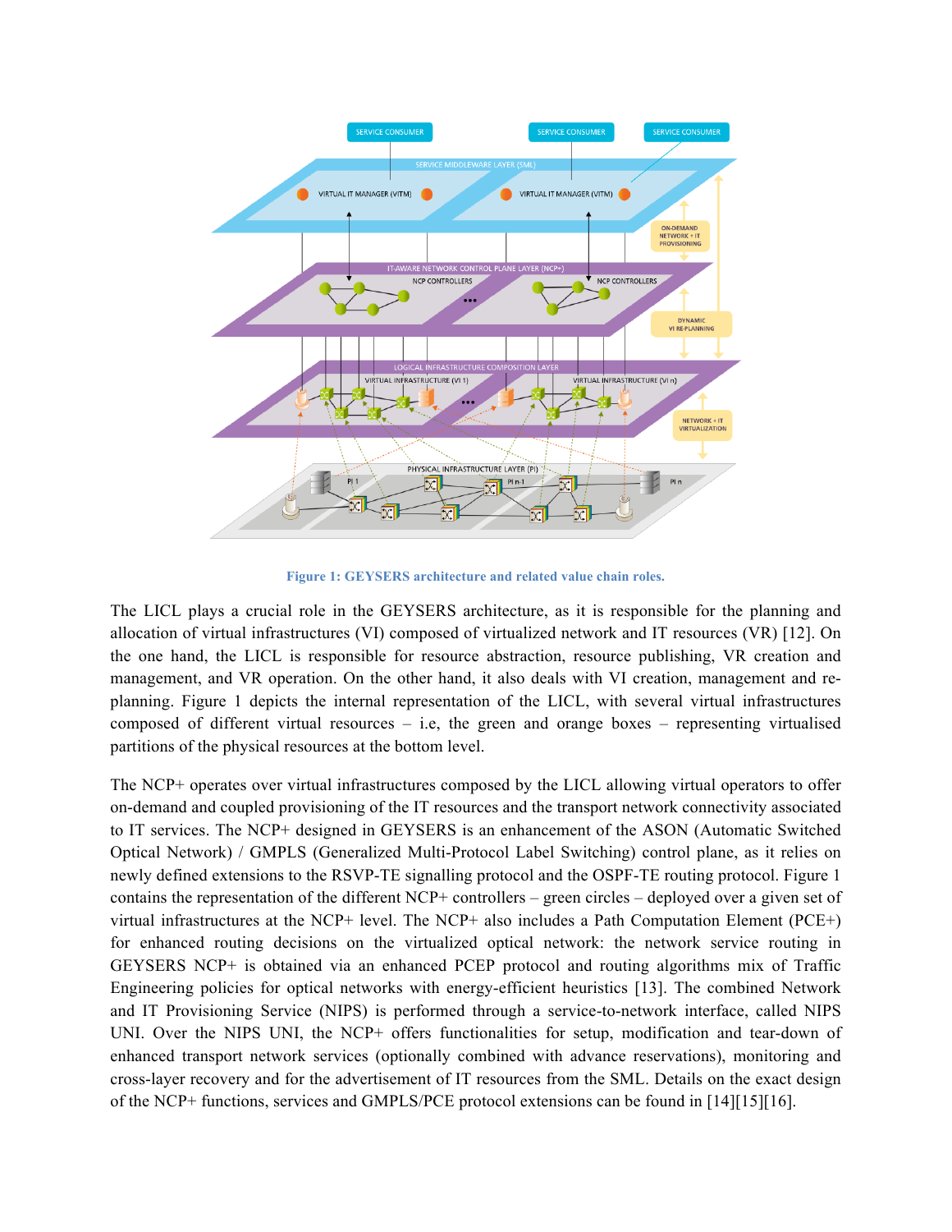Figure 1: GEYSERS architecture and related value chain roles.

The LICL plays a crucial role in the GEYSERS architecture, as it is responsible for the planning and allocation of virtual infrastructures (VI) composed of virtualized network and IT resources (VR) [12]. On the one hand, the LICL is responsible for resource abstraction, resource publishing, VR creation and management, and VR operation. On the other hand, it also deals with VI creation, management and re-planning. Figure 1 depicts the internal representation of the LICL, with several virtual infrastructures composed of different virtual resources – i.e, the green and orange boxes – representing virtualised partitions of the physical resources at the bottom level.

The NCP+ operates over virtual infrastructures composed by the LICL allowing virtual operators to offer on-demand and coupled provisioning of the IT resources and the transport network connectivity associated to IT services. The NCP+ designed in GEYSERS is an enhancement of the ASON (Automatic Switched Optical Network) / GMPLS (Generalized Multi-Protocol Label Switching) control plane, as it relies on newly defined extensions to the RSVP-TE signalling protocol and the OSPF-TE routing protocol. Figure 1 contains the representation of the different NCP+ controllers – green circles – deployed over a given set of virtual infrastructures at the NCP+ level. The NCP+ also includes a Path Computation Element (PCE+) for enhanced routing decisions on the virtualized optical network: the network service routing in GEYSERS NCP+ is obtained via an enhanced PCEP protocol and routing algorithms mix of Traffic Engineering policies for optical networks with energy-efficient heuristics [13]. The combined Network and IT Provisioning Service (NIPS) is performed through a service-to-network interface, called NIPS UNI. Over the NIPS UNI, the NCP+ offers functionalities for setup, modification and tear-down of enhanced transport network services (optionally combined with advance reservations), monitoring and cross-layer recovery and for the advertisement of IT resources from the SML. Details on the exact design of the NCP+ functions, services and GMPLS/PCE protocol extensions can be found in [14][15][16].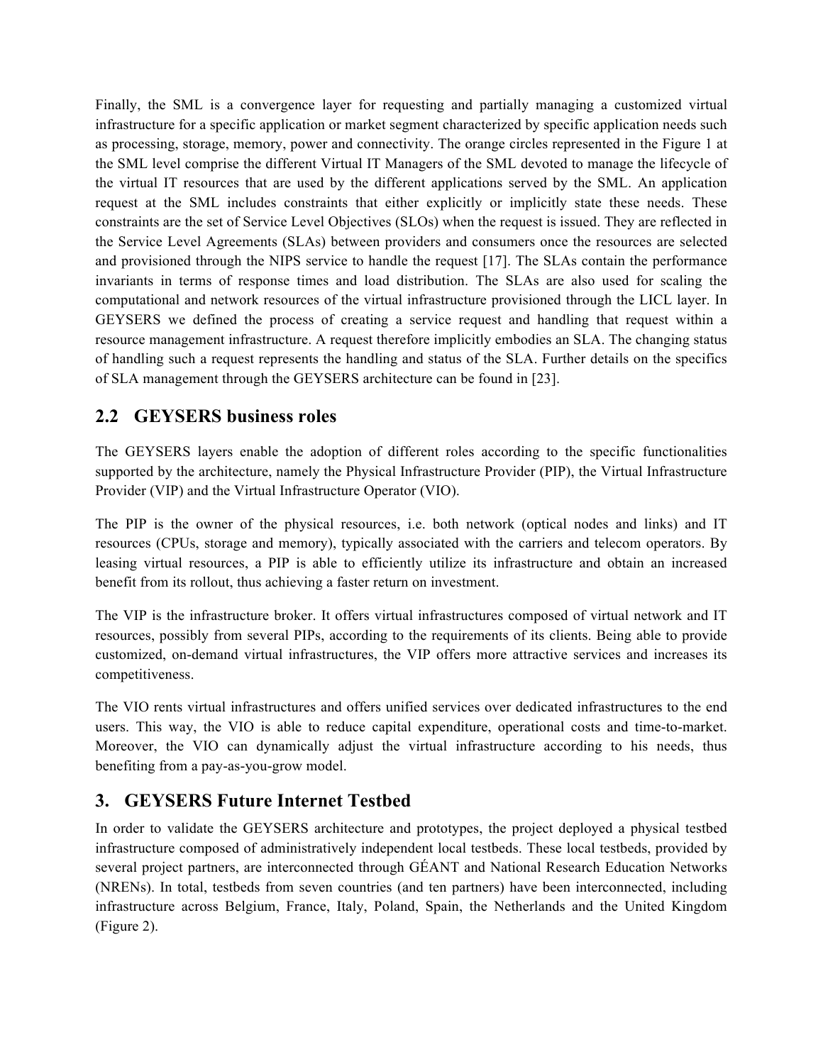Finally, the SML is a convergence layer for requesting and partially managing a customized virtual infrastructure for a specific application or market segment characterized by specific application needs such as processing, storage, memory, power and connectivity. The orange circles represented in the Figure 1 at the SML level comprise the different Virtual IT Managers of the SML devoted to manage the lifecycle of the virtual IT resources that are used by the different applications served by the SML. An application request at the SML includes constraints that either explicitly or implicitly state these needs. These constraints are the set of Service Level Objectives (SLOs) when the request is issued. They are reflected in the Service Level Agreements (SLAs) between providers and consumers once the resources are selected and provisioned through the NIPS service to handle the request [17]. The SLAs contain the performance invariants in terms of response times and load distribution. The SLAs are also used for scaling the computational and network resources of the virtual infrastructure provisioned through the LICL layer. In GEYSERS we defined the process of creating a service request and handling that request within a resource management infrastructure. A request therefore implicitly embodies an SLA. The changing status of handling such a request represents the handling and status of the SLA. Further details on the specifics of SLA management through the GEYSERS architecture can be found in [23].

## 2.2 GEYSERS business roles

The GEYSERS layers enable the adoption of different roles according to the specific functionalities supported by the architecture, namely the Physical Infrastructure Provider (PIP), the Virtual Infrastructure Provider (VIP) and the Virtual Infrastructure Operator (VIO).

The PIP is the owner of the physical resources, i.e. both network (optical nodes and links) and IT resources (CPUs, storage and memory), typically associated with the carriers and telecom operators. By leasing virtual resources, a PIP is able to efficiently utilize its infrastructure and obtain an increased benefit from its rollout, thus achieving a faster return on investment.

The VIP is the infrastructure broker. It offers virtual infrastructures composed of virtual network and IT resources, possibly from several PIPs, according to the requirements of its clients. Being able to provide customized, on-demand virtual infrastructures, the VIP offers more attractive services and increases its competitiveness.

The VIO rents virtual infrastructures and offers unified services over dedicated infrastructures to the end users. This way, the VIO is able to reduce capital expenditure, operational costs and time-to-market. Moreover, the VIO can dynamically adjust the virtual infrastructure according to his needs, thus benefiting from a pay-as-you-grow model.

# 3. GEYSERS Future Internet Testbed

In order to validate the GEYSERS architecture and prototypes, the project deployed a physical testbed infrastructure composed of administratively independent local testbeds. These local testbeds, provided by several project partners, are interconnected through GÉANT and National Research Education Networks (NRENs). In total, testbeds from seven countries (and ten partners) have been interconnected, including infrastructure across Belgium, France, Italy, Poland, Spain, the Netherlands and the United Kingdom (Figure 2).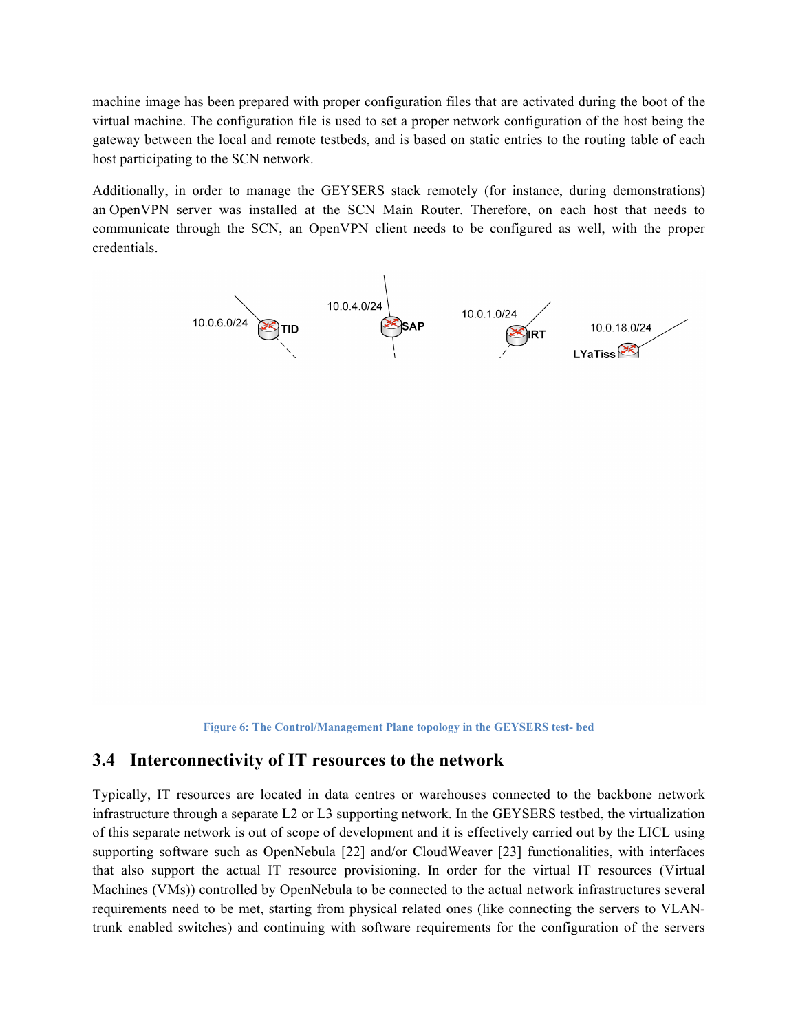machine image has been prepared with proper configuration files that are activated during the boot of the virtual machine. The configuration file is used to set a proper network configuration of the host being the gateway between the local and remote testbeds, and is based on static entries to the routing table of each host participating to the SCN network.

Additionally, in order to manage the GEYSERS stack remotely (for instance, during demonstrations) an OpenVPN server was installed at the SCN Main Router. Therefore, on each host that needs to communicate through the SCN, an OpenVPN client needs to be configured as well, with the proper credentials.

10.0.6.0/24 TID 10.0.4.0/24 SAP 10.0.1.0/24 IRT 10.0.18.0/24 LYaTiss

Figure 6: The Control/Management Plane topology in the GEYSERS test- bed

## 3.4 Interconnectivity of IT resources to the network

Typically, IT resources are located in data centres or warehouses connected to the backbone network infrastructure through a separate L2 or L3 supporting network. In the GEYSERS testbed, the virtualization of this separate network is out of scope of development and it is effectively carried out by the LICL using supporting software such as OpenNebula [22] and/or CloudWeaver [23] functionalities, with interfaces that also support the actual IT resource provisioning. In order for the virtual IT resources (Virtual Machines (VMs)) controlled by OpenNebula to be connected to the actual network infrastructures several requirements need to be met, starting from physical related ones (like connecting the servers to VLAN-trunk enabled switches) and continuing with software requirements for the configuration of the servers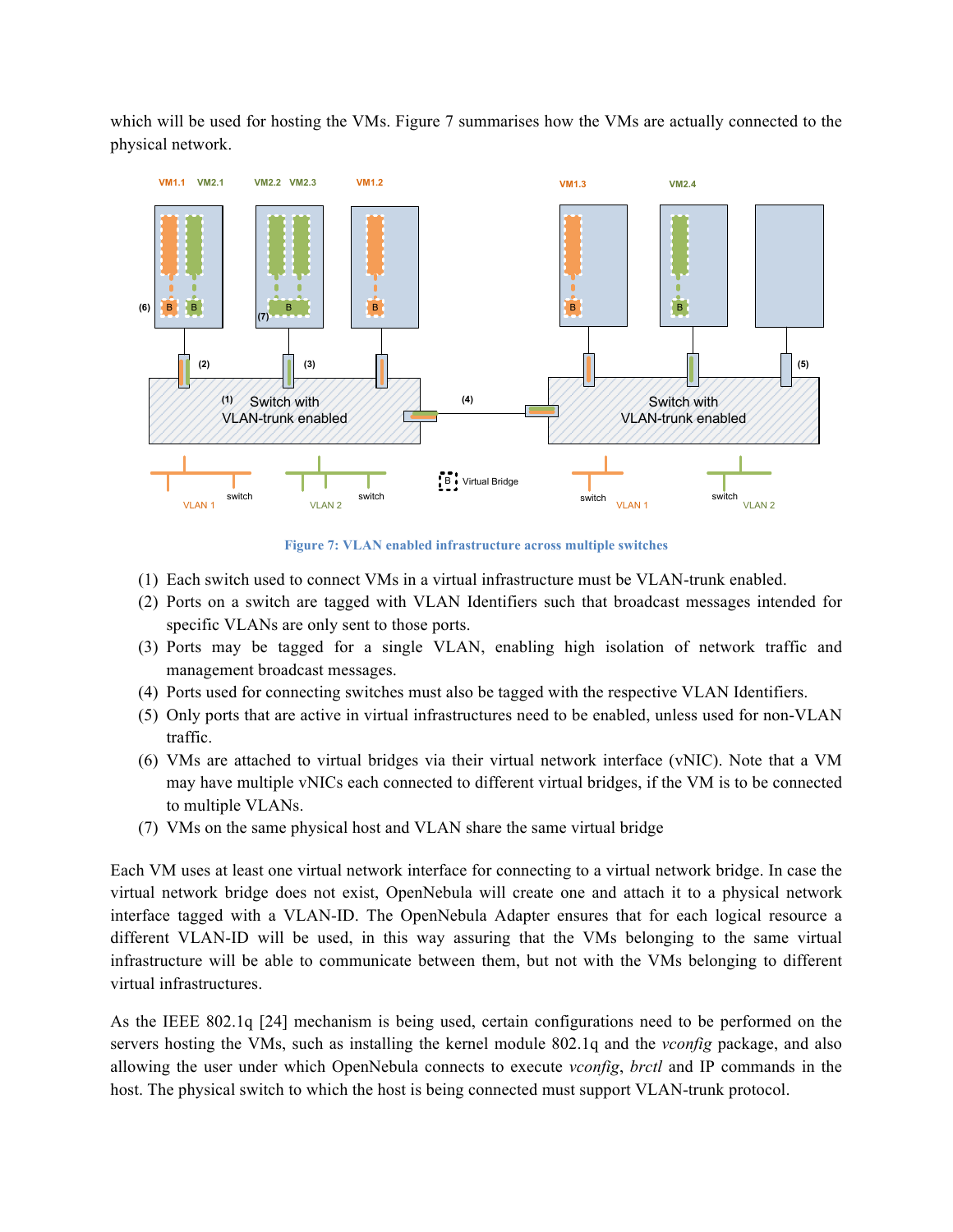which will be used for hosting the VMs. Figure 7 summarises how the VMs are actually connected to the physical network.

Figure 7: VLAN enabled infrastructure across multiple switches

(1) Each switch used to connect VMs in a virtual infrastructure must be VLAN-trunk enabled.
(2) Ports on a switch are tagged with VLAN Identifiers such that broadcast messages intended for specific VLANs are only sent to those ports.
(3) Ports may be tagged for a single VLAN, enabling high isolation of network traffic and management broadcast messages.
(4) Ports used for connecting switches must also be tagged with the respective VLAN Identifiers.
(5) Only ports that are active in virtual infrastructures need to be enabled, unless used for non-VLAN traffic.
(6) VMs are attached to virtual bridges via their virtual network interface (vNIC). Note that a VM may have multiple vNICs each connected to different virtual bridges, if the VM is to be connected to multiple VLANs.
(7) VMs on the same physical host and VLAN share the same virtual bridge

Each VM uses at least one virtual network interface for connecting to a virtual network bridge. In case the virtual network bridge does not exist, OpenNebula will create one and attach it to a physical network interface tagged with a VLAN-ID. The OpenNebula Adapter ensures that for each logical resource a different VLAN-ID will be used, in this way assuring that the VMs belonging to the same virtual infrastructure will be able to communicate between them, but not with the VMs belonging to different virtual infrastructures.

As the IEEE 802.1q [24] mechanism is being used, certain configurations need to be performed on the servers hosting the VMs, such as installing the kernel module 802.1q and the *vconfig* package, and also allowing the user under which OpenNebula connects to execute *vconfig*, *brctl* and IP commands in the host. The physical switch to which the host is being connected must support VLAN-trunk protocol.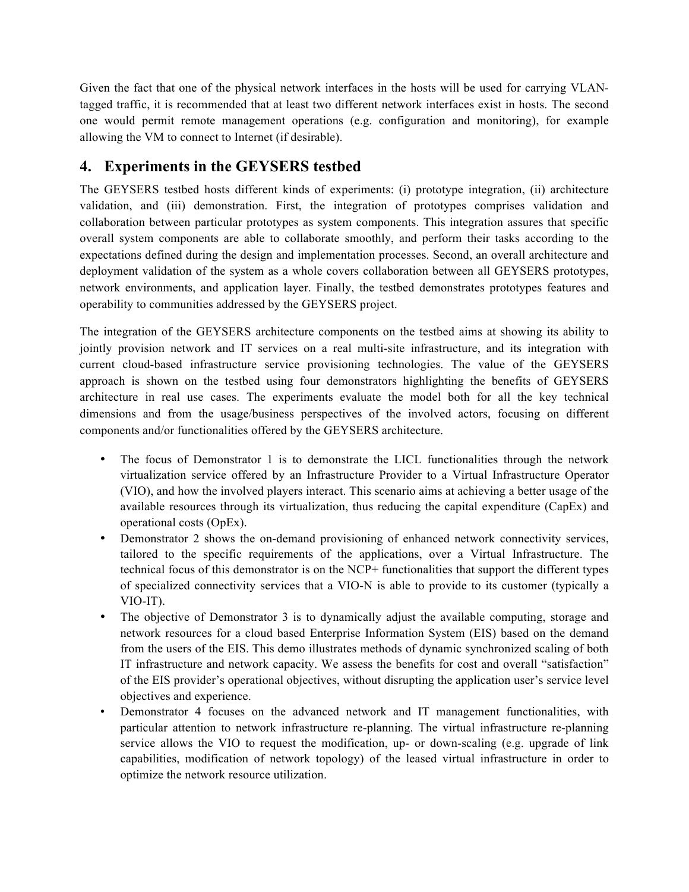Given the fact that one of the physical network interfaces in the hosts will be used for carrying VLAN-tagged traffic, it is recommended that at least two different network interfaces exist in hosts. The second one would permit remote management operations (e.g. configuration and monitoring), for example allowing the VM to connect to Internet (if desirable).

## 4. Experiments in the GEYSERS testbed

The GEYSERS testbed hosts different kinds of experiments: (i) prototype integration, (ii) architecture validation, and (iii) demonstration. First, the integration of prototypes comprises validation and collaboration between particular prototypes as system components. This integration assures that specific overall system components are able to collaborate smoothly, and perform their tasks according to the expectations defined during the design and implementation processes. Second, an overall architecture and deployment validation of the system as a whole covers collaboration between all GEYSERS prototypes, network environments, and application layer. Finally, the testbed demonstrates prototypes features and operability to communities addressed by the GEYSERS project.

The integration of the GEYSERS architecture components on the testbed aims at showing its ability to jointly provision network and IT services on a real multi-site infrastructure, and its integration with current cloud-based infrastructure service provisioning technologies. The value of the GEYSERS approach is shown on the testbed using four demonstrators highlighting the benefits of GEYSERS architecture in real use cases. The experiments evaluate the model both for all the key technical dimensions and from the usage/business perspectives of the involved actors, focusing on different components and/or functionalities offered by the GEYSERS architecture.

- The focus of Demonstrator 1 is to demonstrate the LICL functionalities through the network virtualization service offered by an Infrastructure Provider to a Virtual Infrastructure Operator (VIO), and how the involved players interact. This scenario aims at achieving a better usage of the available resources through its virtualization, thus reducing the capital expenditure (CapEx) and operational costs (OpEx).
- Demonstrator 2 shows the on-demand provisioning of enhanced network connectivity services, tailored to the specific requirements of the applications, over a Virtual Infrastructure. The technical focus of this demonstrator is on the NCP+ functionalities that support the different types of specialized connectivity services that a VIO-N is able to provide to its customer (typically a VIO-IT).
- The objective of Demonstrator 3 is to dynamically adjust the available computing, storage and network resources for a cloud based Enterprise Information System (EIS) based on the demand from the users of the EIS. This demo illustrates methods of dynamic synchronized scaling of both IT infrastructure and network capacity. We assess the benefits for cost and overall "satisfaction" of the EIS provider's operational objectives, without disrupting the application user's service level objectives and experience.
- Demonstrator 4 focuses on the advanced network and IT management functionalities, with particular attention to network infrastructure re-planning. The virtual infrastructure re-planning service allows the VIO to request the modification, up- or down-scaling (e.g. upgrade of link capabilities, modification of network topology) of the leased virtual infrastructure in order to optimize the network resource utilization.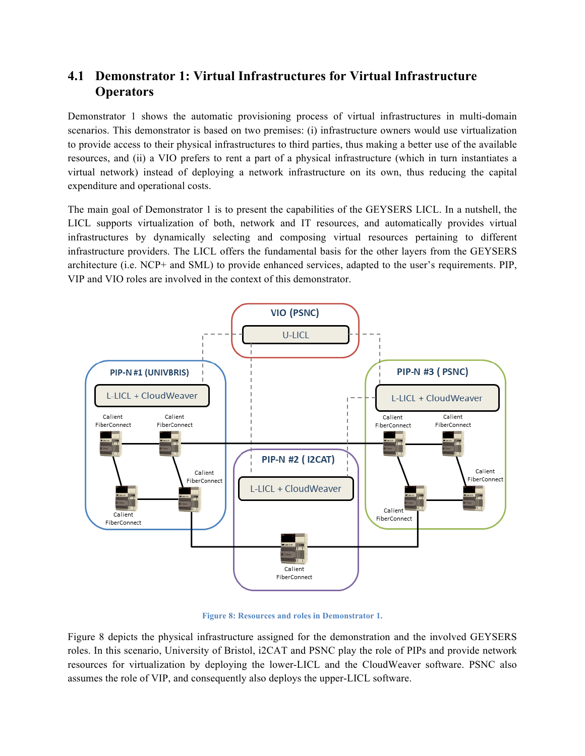## 4.1 Demonstrator 1: Virtual Infrastructures for Virtual Infrastructure Operators

Demonstrator 1 shows the automatic provisioning process of virtual infrastructures in multi-domain scenarios. This demonstrator is based on two premises: (i) infrastructure owners would use virtualization to provide access to their physical infrastructures to third parties, thus making a better use of the available resources, and (ii) a VIO prefers to rent a part of a physical infrastructure (which in turn instantiates a virtual network) instead of deploying a network infrastructure on its own, thus reducing the capital expenditure and operational costs.

The main goal of Demonstrator 1 is to present the capabilities of the GEYSERS LICL. In a nutshell, the LICL supports virtualization of both, network and IT resources, and automatically provides virtual infrastructures by dynamically selecting and composing virtual resources pertaining to different infrastructure providers. The LICL offers the fundamental basis for the other layers from the GEYSERS architecture (i.e. NCP+ and SML) to provide enhanced services, adapted to the user's requirements. PIP, VIP and VIO roles are involved in the context of this demonstrator.

Figure 8: Resources and roles in Demonstrator 1.

Figure 8 depicts the physical infrastructure assigned for the demonstration and the involved GEYSERS roles. In this scenario, University of Bristol, i2CAT and PSNC play the role of PIPs and provide network resources for virtualization by deploying the lower-LICL and the CloudWeaver software. PSNC also assumes the role of VIP, and consequently also deploys the upper-LICL software.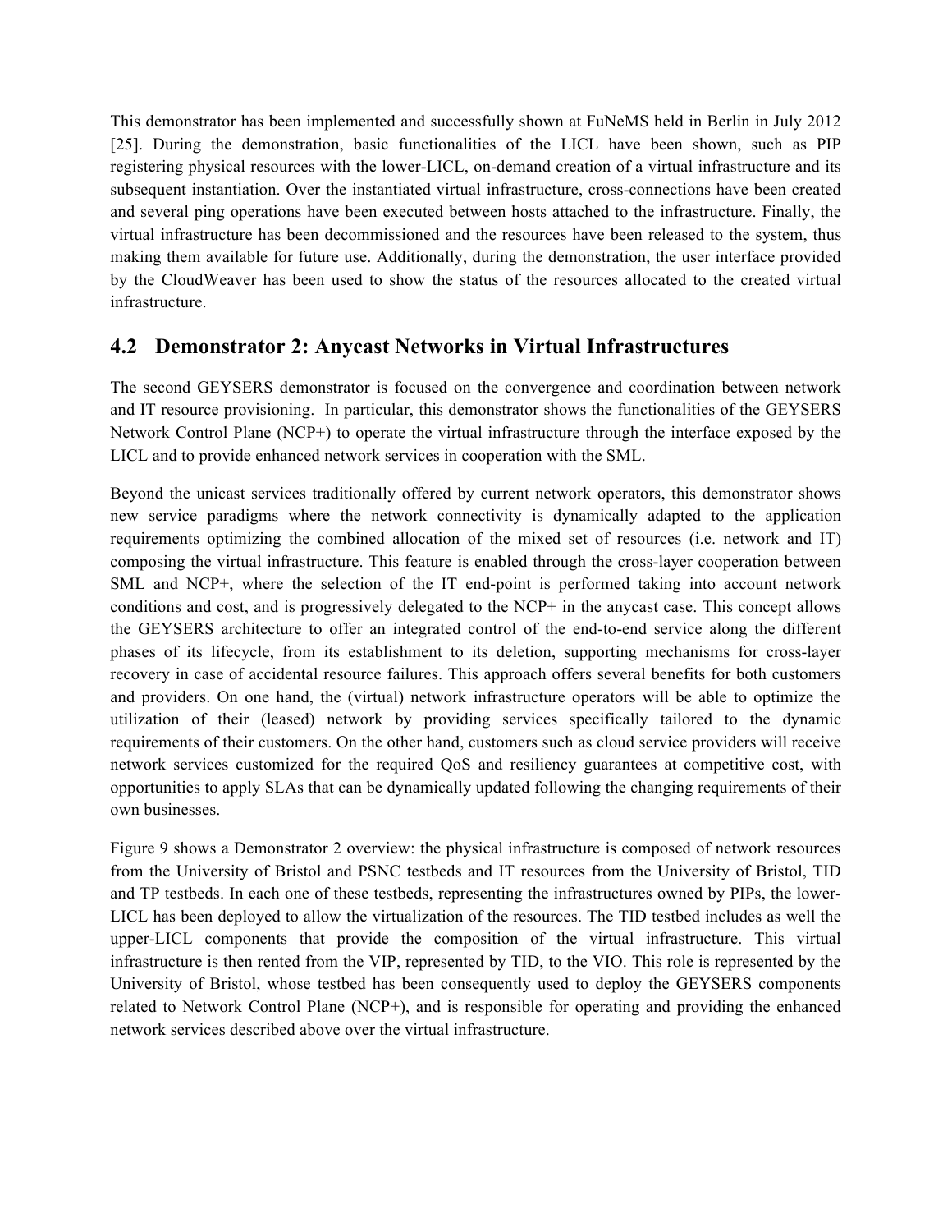This demonstrator has been implemented and successfully shown at FuNeMS held in Berlin in July 2012 [25]. During the demonstration, basic functionalities of the LICL have been shown, such as PIP registering physical resources with the lower-LICL, on-demand creation of a virtual infrastructure and its subsequent instantiation. Over the instantiated virtual infrastructure, cross-connections have been created and several ping operations have been executed between hosts attached to the infrastructure. Finally, the virtual infrastructure has been decommissioned and the resources have been released to the system, thus making them available for future use. Additionally, during the demonstration, the user interface provided by the CloudWeaver has been used to show the status of the resources allocated to the created virtual infrastructure.

## 4.2 Demonstrator 2: Anycast Networks in Virtual Infrastructures

The second GEYSERS demonstrator is focused on the convergence and coordination between network and IT resource provisioning. In particular, this demonstrator shows the functionalities of the GEYSERS Network Control Plane (NCP+) to operate the virtual infrastructure through the interface exposed by the LICL and to provide enhanced network services in cooperation with the SML.

Beyond the unicast services traditionally offered by current network operators, this demonstrator shows new service paradigms where the network connectivity is dynamically adapted to the application requirements optimizing the combined allocation of the mixed set of resources (i.e. network and IT) composing the virtual infrastructure. This feature is enabled through the cross-layer cooperation between SML and NCP+, where the selection of the IT end-point is performed taking into account network conditions and cost, and is progressively delegated to the NCP+ in the anycast case. This concept allows the GEYSERS architecture to offer an integrated control of the end-to-end service along the different phases of its lifecycle, from its establishment to its deletion, supporting mechanisms for cross-layer recovery in case of accidental resource failures. This approach offers several benefits for both customers and providers. On one hand, the (virtual) network infrastructure operators will be able to optimize the utilization of their (leased) network by providing services specifically tailored to the dynamic requirements of their customers. On the other hand, customers such as cloud service providers will receive network services customized for the required QoS and resiliency guarantees at competitive cost, with opportunities to apply SLAs that can be dynamically updated following the changing requirements of their own businesses.

Figure 9 shows a Demonstrator 2 overview: the physical infrastructure is composed of network resources from the University of Bristol and PSNC testbeds and IT resources from the University of Bristol, TID and TP testbeds. In each one of these testbeds, representing the infrastructures owned by PIPs, the lower-LICL has been deployed to allow the virtualization of the resources. The TID testbed includes as well the upper-LICL components that provide the composition of the virtual infrastructure. This virtual infrastructure is then rented from the VIP, represented by TID, to the VIO. This role is represented by the University of Bristol, whose testbed has been consequently used to deploy the GEYSERS components related to Network Control Plane (NCP+), and is responsible for operating and providing the enhanced network services described above over the virtual infrastructure.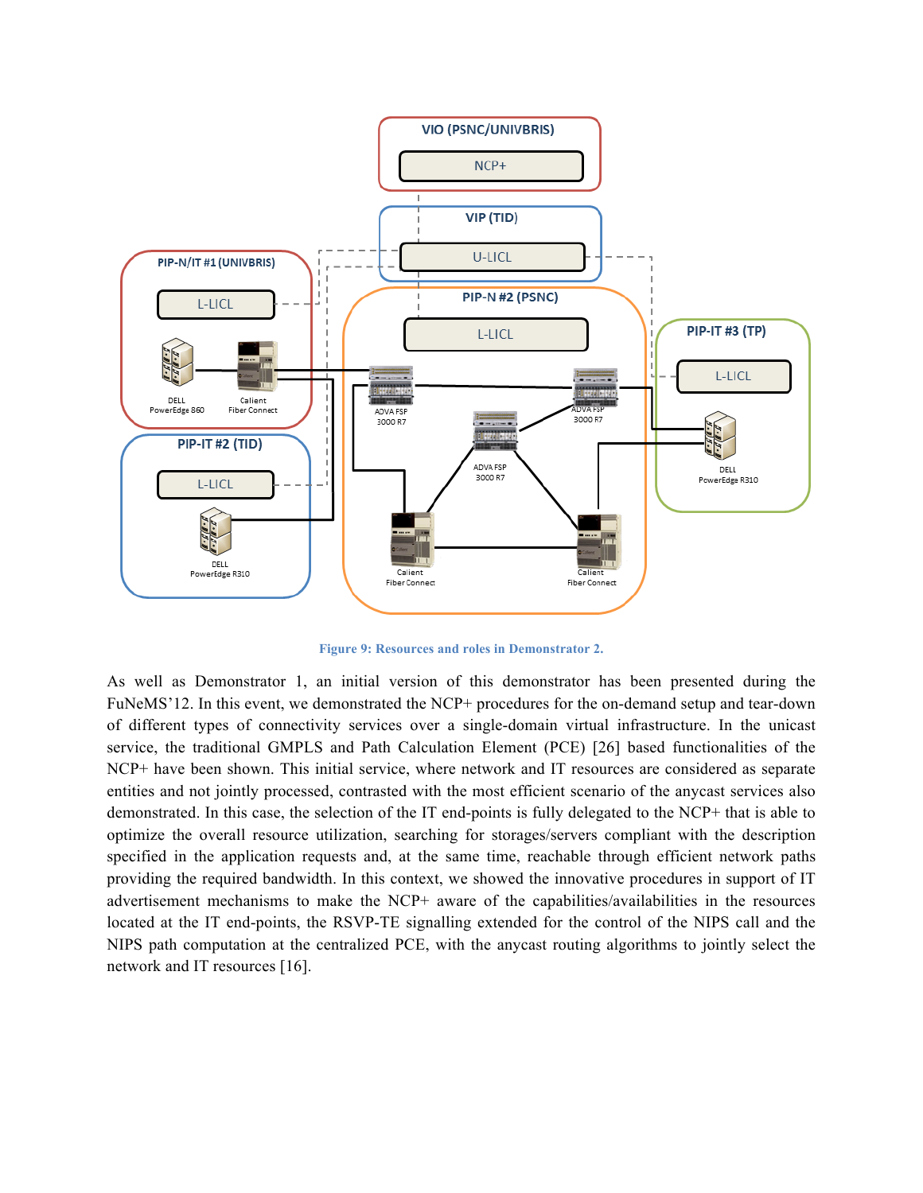Figure 9: Resources and roles in Demonstrator 2.

As well as Demonstrator 1, an initial version of this demonstrator has been presented during the FuNeMS'12. In this event, we demonstrated the NCP+ procedures for the on-demand setup and tear-down of different types of connectivity services over a single-domain virtual infrastructure. In the unicast service, the traditional GMPLS and Path Calculation Element (PCE) [26] based functionalities of the NCP+ have been shown. This initial service, where network and IT resources are considered as separate entities and not jointly processed, contrasted with the most efficient scenario of the anycast services also demonstrated. In this case, the selection of the IT end-points is fully delegated to the NCP+ that is able to optimize the overall resource utilization, searching for storages/servers compliant with the description specified in the application requests and, at the same time, reachable through efficient network paths providing the required bandwidth. In this context, we showed the innovative procedures in support of IT advertisement mechanisms to make the NCP+ aware of the capabilities/availabilities in the resources located at the IT end-points, the RSVP-TE signalling extended for the control of the NIPS call and the NIPS path computation at the centralized PCE, with the anycast routing algorithms to jointly select the network and IT resources [16].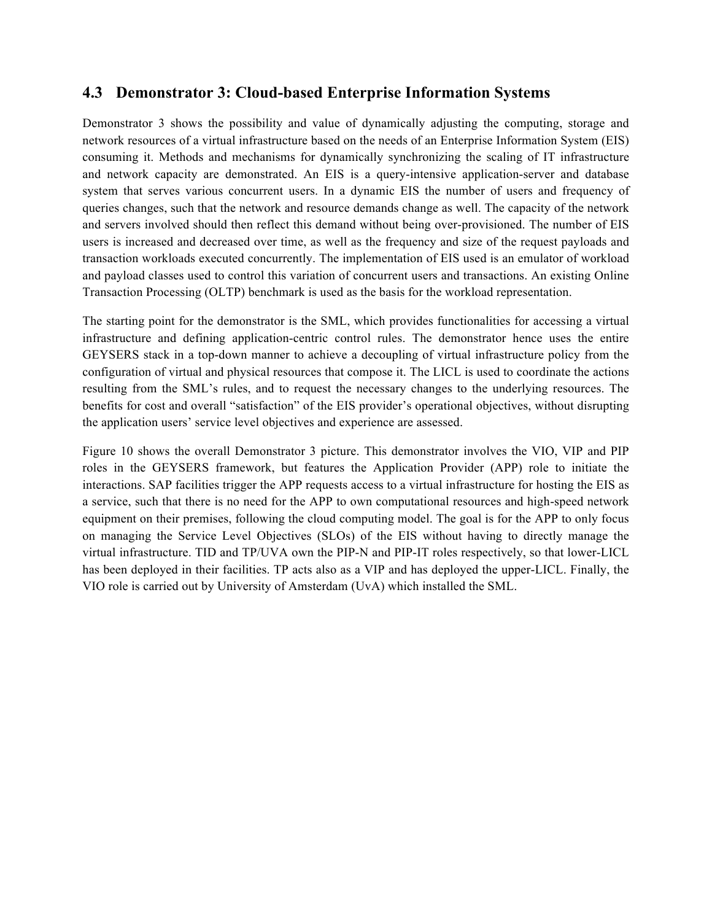## 4.3 Demonstrator 3: Cloud-based Enterprise Information Systems

Demonstrator 3 shows the possibility and value of dynamically adjusting the computing, storage and network resources of a virtual infrastructure based on the needs of an Enterprise Information System (EIS) consuming it. Methods and mechanisms for dynamically synchronizing the scaling of IT infrastructure and network capacity are demonstrated. An EIS is a query-intensive application-server and database system that serves various concurrent users. In a dynamic EIS the number of users and frequency of queries changes, such that the network and resource demands change as well. The capacity of the network and servers involved should then reflect this demand without being over-provisioned. The number of EIS users is increased and decreased over time, as well as the frequency and size of the request payloads and transaction workloads executed concurrently. The implementation of EIS used is an emulator of workload and payload classes used to control this variation of concurrent users and transactions. An existing Online Transaction Processing (OLTP) benchmark is used as the basis for the workload representation.

The starting point for the demonstrator is the SML, which provides functionalities for accessing a virtual infrastructure and defining application-centric control rules. The demonstrator hence uses the entire GEYSERS stack in a top-down manner to achieve a decoupling of virtual infrastructure policy from the configuration of virtual and physical resources that compose it. The LICL is used to coordinate the actions resulting from the SML's rules, and to request the necessary changes to the underlying resources. The benefits for cost and overall "satisfaction" of the EIS provider's operational objectives, without disrupting the application users' service level objectives and experience are assessed.

Figure 10 shows the overall Demonstrator 3 picture. This demonstrator involves the VIO, VIP and PIP roles in the GEYSERS framework, but features the Application Provider (APP) role to initiate the interactions. SAP facilities trigger the APP requests access to a virtual infrastructure for hosting the EIS as a service, such that there is no need for the APP to own computational resources and high-speed network equipment on their premises, following the cloud computing model. The goal is for the APP to only focus on managing the Service Level Objectives (SLOs) of the EIS without having to directly manage the virtual infrastructure. TID and TP/UVA own the PIP-N and PIP-IT roles respectively, so that lower-LICL has been deployed in their facilities. TP acts also as a VIP and has deployed the upper-LICL. Finally, the VIO role is carried out by University of Amsterdam (UvA) which installed the SML.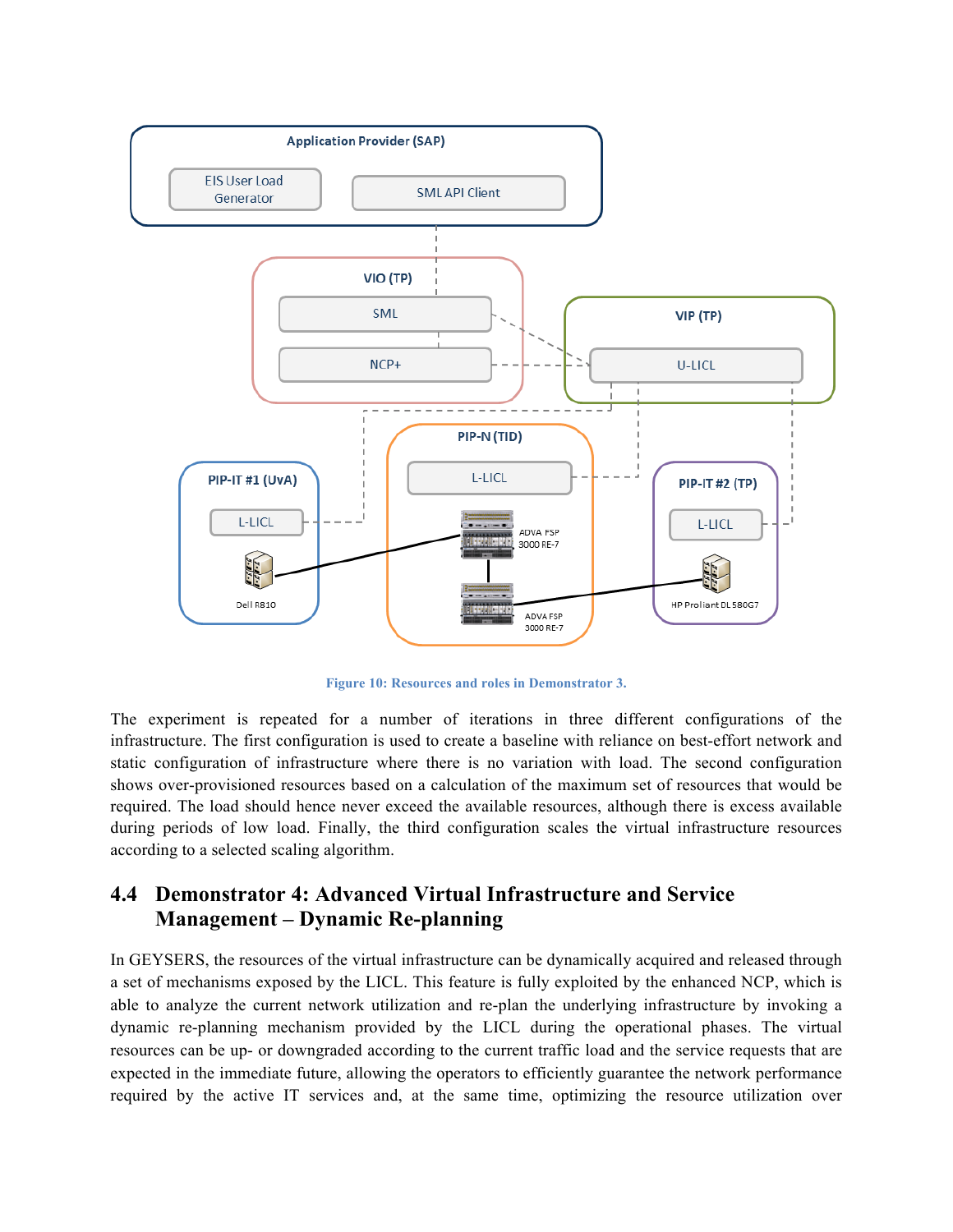Figure 10: Resources and roles in Demonstrator 3.

The experiment is repeated for a number of iterations in three different configurations of the infrastructure. The first configuration is used to create a baseline with reliance on best-effort network and static configuration of infrastructure where there is no variation with load. The second configuration shows over-provisioned resources based on a calculation of the maximum set of resources that would be required. The load should hence never exceed the available resources, although there is excess available during periods of low load. Finally, the third configuration scales the virtual infrastructure resources according to a selected scaling algorithm.

## 4.4 Demonstrator 4: Advanced Virtual Infrastructure and Service Management – Dynamic Re-planning

In GEYSERS, the resources of the virtual infrastructure can be dynamically acquired and released through a set of mechanisms exposed by the LICL. This feature is fully exploited by the enhanced NCP, which is able to analyze the current network utilization and re-plan the underlying infrastructure by invoking a dynamic re-planning mechanism provided by the LICL during the operational phases. The virtual resources can be up- or downgraded according to the current traffic load and the service requests that are expected in the immediate future, allowing the operators to efficiently guarantee the network performance required by the active IT services and, at the same time, optimizing the resource utilization over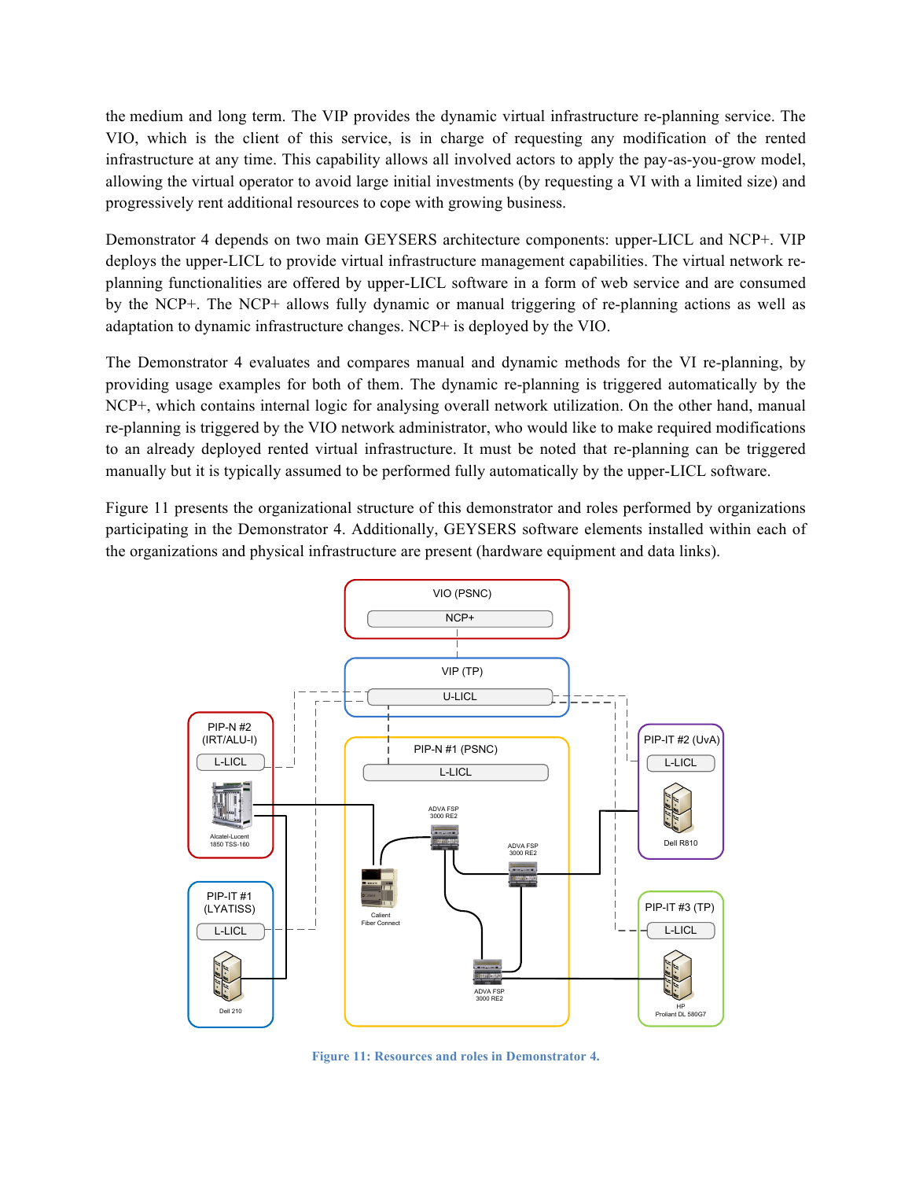the medium and long term. The VIP provides the dynamic virtual infrastructure re-planning service. The VIO, which is the client of this service, is in charge of requesting any modification of the rented infrastructure at any time. This capability allows all involved actors to apply the pay-as-you-grow model, allowing the virtual operator to avoid large initial investments (by requesting a VI with a limited size) and progressively rent additional resources to cope with growing business.

Demonstrator 4 depends on two main GEYSERS architecture components: upper-LICL and NCP+. VIP deploys the upper-LICL to provide virtual infrastructure management capabilities. The virtual network re-planning functionalities are offered by upper-LICL software in a form of web service and are consumed by the NCP+. The NCP+ allows fully dynamic or manual triggering of re-planning actions as well as adaptation to dynamic infrastructure changes. NCP+ is deployed by the VIO.

The Demonstrator 4 evaluates and compares manual and dynamic methods for the VI re-planning, by providing usage examples for both of them. The dynamic re-planning is triggered automatically by the NCP+, which contains internal logic for analysing overall network utilization. On the other hand, manual re-planning is triggered by the VIO network administrator, who would like to make required modifications to an already deployed rented virtual infrastructure. It must be noted that re-planning can be triggered manually but it is typically assumed to be performed fully automatically by the upper-LICL software.

Figure 11 presents the organizational structure of this demonstrator and roles performed by organizations participating in the Demonstrator 4. Additionally, GEYSERS software elements installed within each of the organizations and physical infrastructure are present (hardware equipment and data links).

Figure 11: Resources and roles in Demonstrator 4.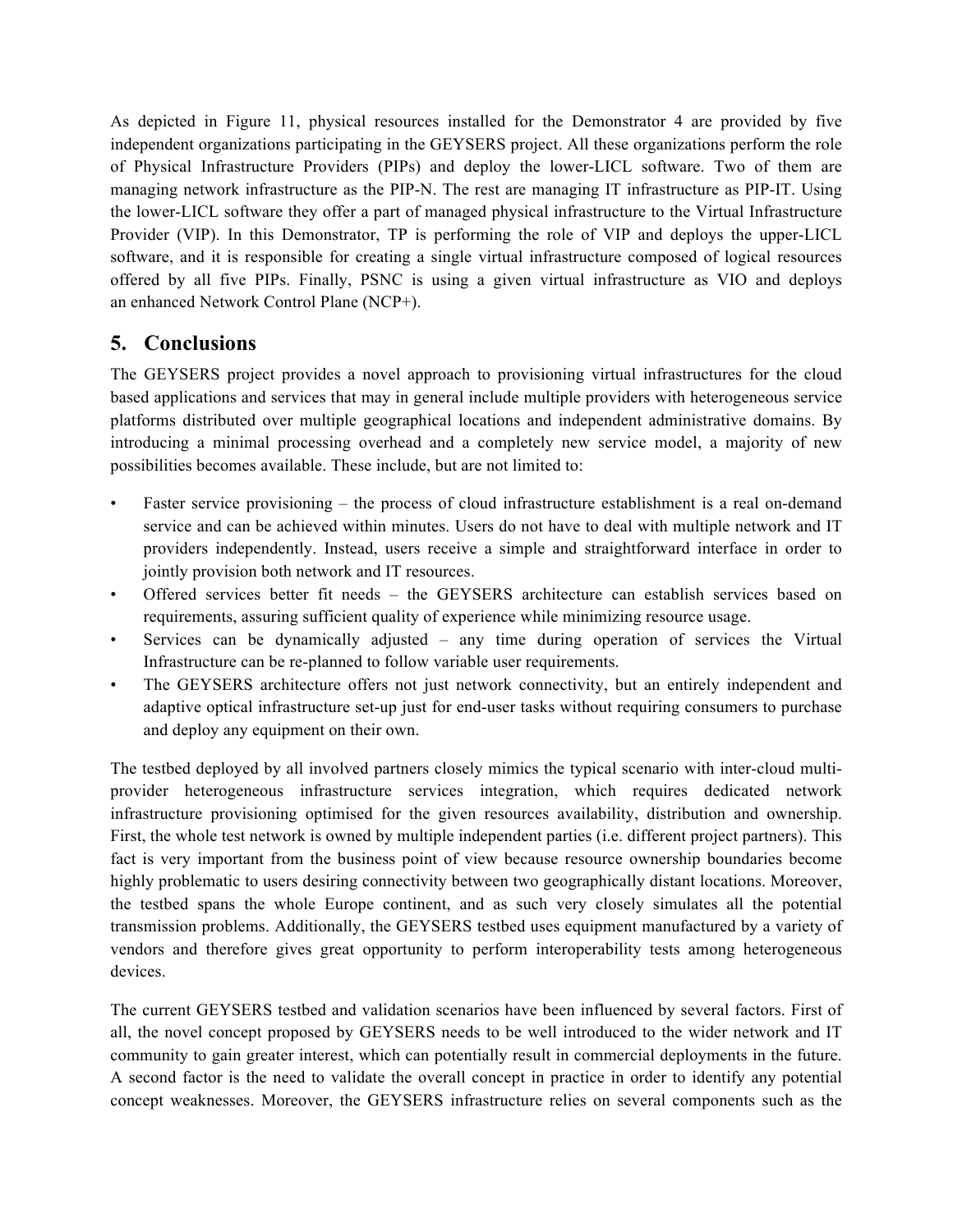As depicted in Figure 11, physical resources installed for the Demonstrator 4 are provided by five independent organizations participating in the GEYSERS project. All these organizations perform the role of Physical Infrastructure Providers (PIPs) and deploy the lower-LICL software. Two of them are managing network infrastructure as the PIP-N. The rest are managing IT infrastructure as PIP-IT. Using the lower-LICL software they offer a part of managed physical infrastructure to the Virtual Infrastructure Provider (VIP). In this Demonstrator, TP is performing the role of VIP and deploys the upper-LICL software, and it is responsible for creating a single virtual infrastructure composed of logical resources offered by all five PIPs. Finally, PSNC is using a given virtual infrastructure as VIO and deploys an enhanced Network Control Plane (NCP+).

## 5. Conclusions

The GEYSERS project provides a novel approach to provisioning virtual infrastructures for the cloud based applications and services that may in general include multiple providers with heterogeneous service platforms distributed over multiple geographical locations and independent administrative domains. By introducing a minimal processing overhead and a completely new service model, a majority of new possibilities becomes available. These include, but are not limited to:

- Faster service provisioning – the process of cloud infrastructure establishment is a real on-demand service and can be achieved within minutes. Users do not have to deal with multiple network and IT providers independently. Instead, users receive a simple and straightforward interface in order to jointly provision both network and IT resources.
- Offered services better fit needs – the GEYSERS architecture can establish services based on requirements, assuring sufficient quality of experience while minimizing resource usage.
- Services can be dynamically adjusted – any time during operation of services the Virtual Infrastructure can be re-planned to follow variable user requirements.
- The GEYSERS architecture offers not just network connectivity, but an entirely independent and adaptive optical infrastructure set-up just for end-user tasks without requiring consumers to purchase and deploy any equipment on their own.

The testbed deployed by all involved partners closely mimics the typical scenario with inter-cloud multi-provider heterogeneous infrastructure services integration, which requires dedicated network infrastructure provisioning optimised for the given resources availability, distribution and ownership. First, the whole test network is owned by multiple independent parties (i.e. different project partners). This fact is very important from the business point of view because resource ownership boundaries become highly problematic to users desiring connectivity between two geographically distant locations. Moreover, the testbed spans the whole Europe continent, and as such very closely simulates all the potential transmission problems. Additionally, the GEYSERS testbed uses equipment manufactured by a variety of vendors and therefore gives great opportunity to perform interoperability tests among heterogeneous devices.

The current GEYSERS testbed and validation scenarios have been influenced by several factors. First of all, the novel concept proposed by GEYSERS needs to be well introduced to the wider network and IT community to gain greater interest, which can potentially result in commercial deployments in the future. A second factor is the need to validate the overall concept in practice in order to identify any potential concept weaknesses. Moreover, the GEYSERS infrastructure relies on several components such as the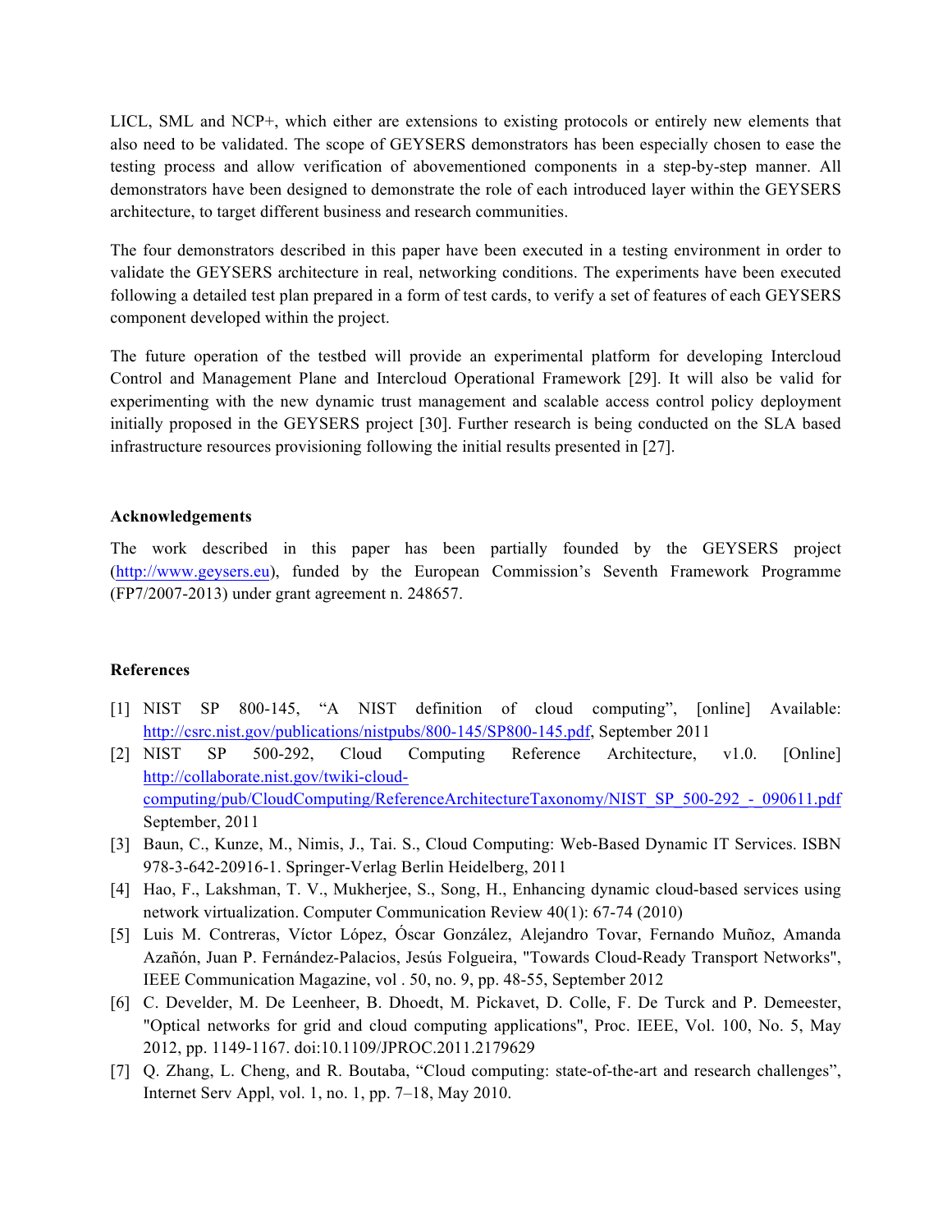LICL, SML and NCP+, which either are extensions to existing protocols or entirely new elements that also need to be validated. The scope of GEYSERS demonstrators has been especially chosen to ease the testing process and allow verification of abovementioned components in a step-by-step manner. All demonstrators have been designed to demonstrate the role of each introduced layer within the GEYSERS architecture, to target different business and research communities.

The four demonstrators described in this paper have been executed in a testing environment in order to validate the GEYSERS architecture in real, networking conditions. The experiments have been executed following a detailed test plan prepared in a form of test cards, to verify a set of features of each GEYSERS component developed within the project.

The future operation of the testbed will provide an experimental platform for developing Intercloud Control and Management Plane and Intercloud Operational Framework [29]. It will also be valid for experimenting with the new dynamic trust management and scalable access control policy deployment initially proposed in the GEYSERS project [30]. Further research is being conducted on the SLA based infrastructure resources provisioning following the initial results presented in [27].

## Acknowledgements

The work described in this paper has been partially founded by the GEYSERS project (http://www.geysers.eu), funded by the European Commission's Seventh Framework Programme (FP7/2007-2013) under grant agreement n. 248657.

## References

[1] NIST SP 800-145, "A NIST definition of cloud computing", [online] Available: http://csrc.nist.gov/publications/nistpubs/800-145/SP800-145.pdf, September 2011

[2] NIST SP 500-292, Cloud Computing Reference Architecture, v1.0. [Online] http://collaborate.nist.gov/twiki-cloud-computing/pub/CloudComputing/ReferenceArchitectureTaxonomy/NIST_SP_500-292_-_090611.pdf September, 2011

[3] Baun, C., Kunze, M., Nimis, J., Tai. S., Cloud Computing: Web-Based Dynamic IT Services. ISBN 978-3-642-20916-1. Springer-Verlag Berlin Heidelberg, 2011

[4] Hao, F., Lakshman, T. V., Mukherjee, S., Song, H., Enhancing dynamic cloud-based services using network virtualization. Computer Communication Review 40(1): 67-74 (2010)

[5] Luis M. Contreras, Víctor López, Óscar González, Alejandro Tovar, Fernando Muñoz, Amanda Azañón, Juan P. Fernández-Palacios, Jesús Folgueira, "Towards Cloud-Ready Transport Networks", IEEE Communication Magazine, vol . 50, no. 9, pp. 48-55, September 2012

[6] C. Develder, M. De Leenheer, B. Dhoedt, M. Pickavet, D. Colle, F. De Turck and P. Demeester, "Optical networks for grid and cloud computing applications", Proc. IEEE, Vol. 100, No. 5, May 2012, pp. 1149-1167. doi:10.1109/JPROC.2011.2179629

[7] Q. Zhang, L. Cheng, and R. Boutaba, "Cloud computing: state-of-the-art and research challenges", Internet Serv Appl, vol. 1, no. 1, pp. 7–18, May 2010.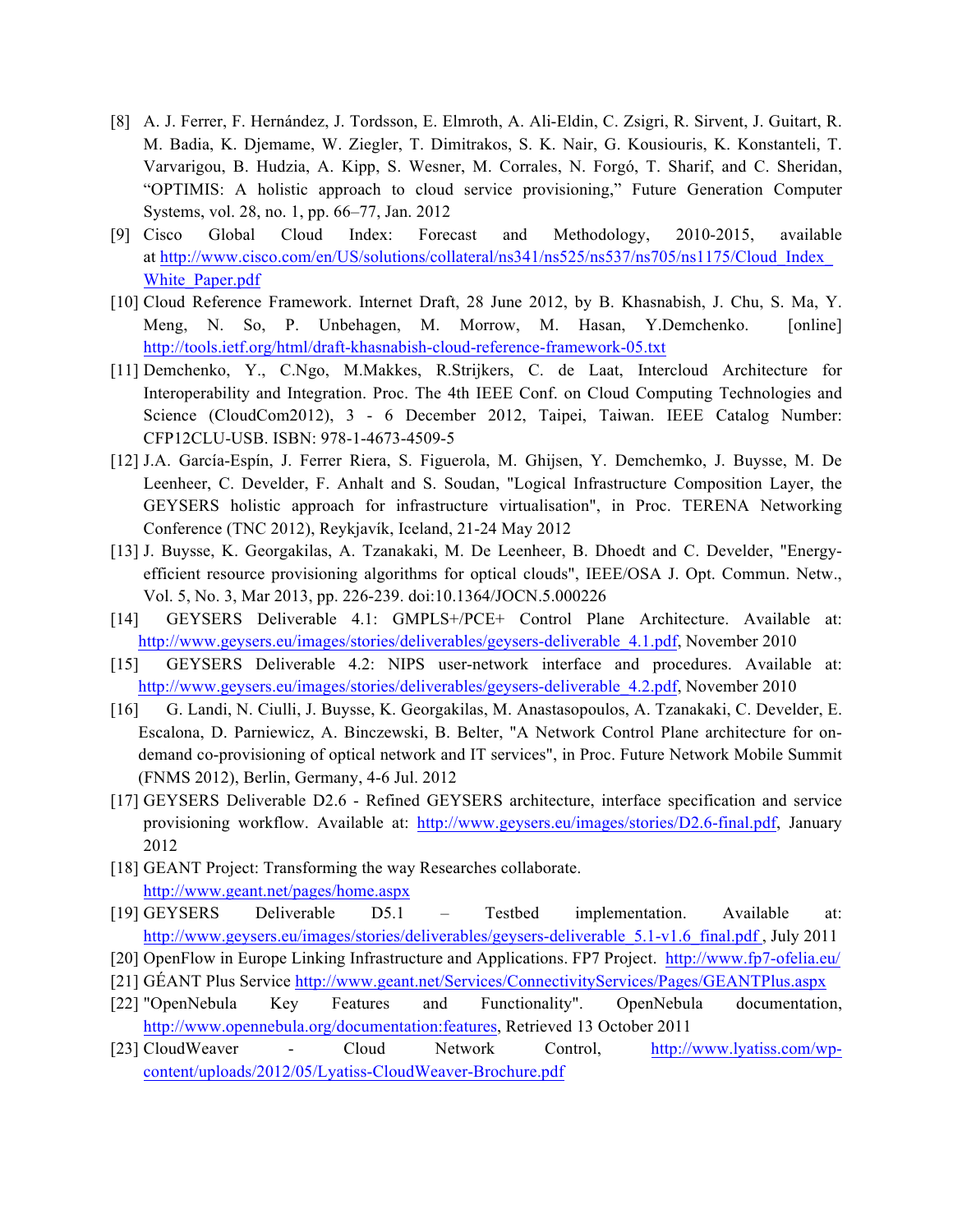[8] A. J. Ferrer, F. Hernández, J. Tordsson, E. Elmroth, A. Ali-Eldin, C. Zsigri, R. Sirvent, J. Guitart, R. M. Badia, K. Djemame, W. Ziegler, T. Dimitrakos, S. K. Nair, G. Kousiouris, K. Konstanteli, T. Varvarigou, B. Hudzia, A. Kipp, S. Wesner, M. Corrales, N. Forgó, T. Sharif, and C. Sheridan, "OPTIMIS: A holistic approach to cloud service provisioning," Future Generation Computer Systems, vol. 28, no. 1, pp. 66–77, Jan. 2012

[9] Cisco Global Cloud Index: Forecast and Methodology, 2010-2015, available at http://www.cisco.com/en/US/solutions/collateral/ns341/ns525/ns537/ns705/ns1175/Cloud_Index_White_Paper.pdf

[10] Cloud Reference Framework. Internet Draft, 28 June 2012, by B. Khasnabish, J. Chu, S. Ma, Y. Meng, N. So, P. Unbehagen, M. Morrow, M. Hasan, Y.Demchenko. [online] http://tools.ietf.org/html/draft-khasnabish-cloud-reference-framework-05.txt

[11] Demchenko, Y., C.Ngo, M.Makkes, R.Strijkers, C. de Laat, Intercloud Architecture for Interoperability and Integration. Proc. The 4th IEEE Conf. on Cloud Computing Technologies and Science (CloudCom2012), 3 - 6 December 2012, Taipei, Taiwan. IEEE Catalog Number: CFP12CLU-USB. ISBN: 978-1-4673-4509-5

[12] J.A. García-Espín, J. Ferrer Riera, S. Figuerola, M. Ghijsen, Y. Demchemko, J. Buysse, M. De Leenheer, C. Develder, F. Anhalt and S. Soudan, "Logical Infrastructure Composition Layer, the GEYSERS holistic approach for infrastructure virtualisation", in Proc. TERENA Networking Conference (TNC 2012), Reykjavík, Iceland, 21-24 May 2012

[13] J. Buysse, K. Georgakilas, A. Tzanakaki, M. De Leenheer, B. Dhoedt and C. Develder, "Energy-efficient resource provisioning algorithms for optical clouds", IEEE/OSA J. Opt. Commun. Netw., Vol. 5, No. 3, Mar 2013, pp. 226-239. doi:10.1364/JOCN.5.000226

[14] GEYSERS Deliverable 4.1: GMPLS+/PCE+ Control Plane Architecture. Available at: http://www.geysers.eu/images/stories/deliverables/geysers-deliverable_4.1.pdf, November 2010

[15] GEYSERS Deliverable 4.2: NIPS user-network interface and procedures. Available at: http://www.geysers.eu/images/stories/deliverables/geysers-deliverable_4.2.pdf, November 2010

[16] G. Landi, N. Ciulli, J. Buysse, K. Georgakilas, M. Anastasopoulos, A. Tzanakaki, C. Develder, E. Escalona, D. Parniewicz, A. Binczewski, B. Belter, "A Network Control Plane architecture for on-demand co-provisioning of optical network and IT services", in Proc. Future Network Mobile Summit (FNMS 2012), Berlin, Germany, 4-6 Jul. 2012

[17] GEYSERS Deliverable D2.6 - Refined GEYSERS architecture, interface specification and service provisioning workflow. Available at: http://www.geysers.eu/images/stories/D2.6-final.pdf, January 2012

[18] GEANT Project: Transforming the way Researches collaborate. http://www.geant.net/pages/home.aspx

[19] GEYSERS Deliverable D5.1 – Testbed implementation. Available at: http://www.geysers.eu/images/stories/deliverables/geysers-deliverable_5.1-v1.6_final.pdf , July 2011

[20] OpenFlow in Europe Linking Infrastructure and Applications. FP7 Project. http://www.fp7-ofelia.eu/

[21] GÉANT Plus Service http://www.geant.net/Services/ConnectivityServices/Pages/GEANTPlus.aspx

[22] "OpenNebula Key Features and Functionality". OpenNebula documentation, http://www.opennebula.org/documentation:features, Retrieved 13 October 2011

[23] CloudWeaver - Cloud Network Control, http://www.lyatiss.com/wp-content/uploads/2012/05/Lyatiss-CloudWeaver-Brochure.pdf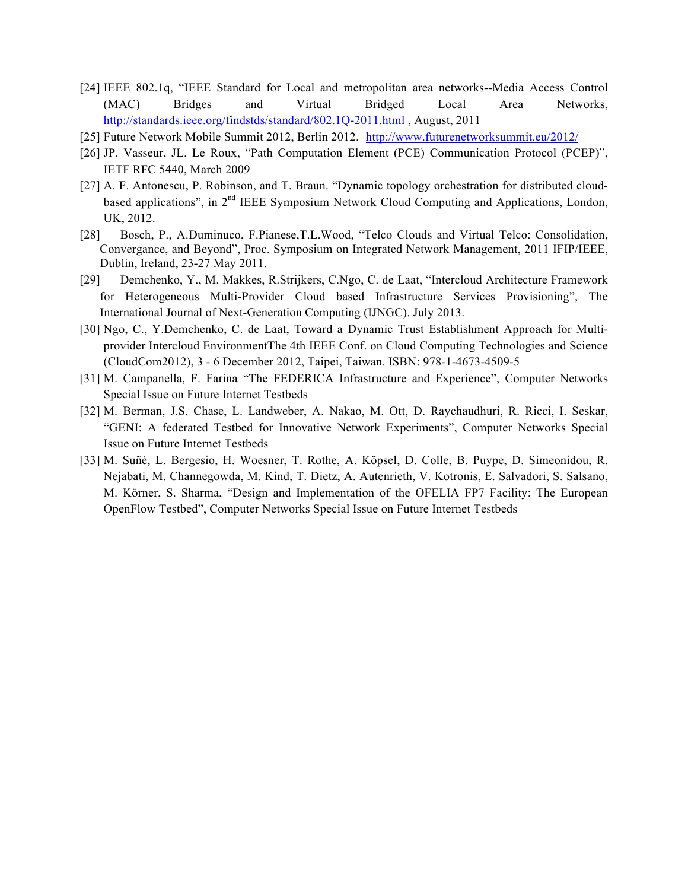[24] IEEE 802.1q, "IEEE Standard for Local and metropolitan area networks--Media Access Control (MAC) Bridges and Virtual Bridged Local Area Networks, http://standards.ieee.org/findstds/standard/802.1Q-2011.html , August, 2011

[25] Future Network Mobile Summit 2012, Berlin 2012. http://www.futurenetworksummit.eu/2012/

[26] JP. Vasseur, JL. Le Roux, "Path Computation Element (PCE) Communication Protocol (PCEP)", IETF RFC 5440, March 2009

[27] A. F. Antonescu, P. Robinson, and T. Braun. "Dynamic topology orchestration for distributed cloud-based applications", in 2nd IEEE Symposium Network Cloud Computing and Applications, London, UK, 2012.

[28] Bosch, P., A.Duminuco, F.Pianese,T.L.Wood, "Telco Clouds and Virtual Telco: Consolidation, Convergance, and Beyond", Proc. Symposium on Integrated Network Management, 2011 IFIP/IEEE, Dublin, Ireland, 23-27 May 2011.

[29] Demchenko, Y., M. Makkes, R.Strijkers, C.Ngo, C. de Laat, "Intercloud Architecture Framework for Heterogeneous Multi-Provider Cloud based Infrastructure Services Provisioning", The International Journal of Next-Generation Computing (IJNGC). July 2013.

[30] Ngo, C., Y.Demchenko, C. de Laat, Toward a Dynamic Trust Establishment Approach for Multi-provider Intercloud EnvironmentThe 4th IEEE Conf. on Cloud Computing Technologies and Science (CloudCom2012), 3 - 6 December 2012, Taipei, Taiwan. ISBN: 978-1-4673-4509-5

[31] M. Campanella, F. Farina "The FEDERICA Infrastructure and Experience", Computer Networks Special Issue on Future Internet Testbeds

[32] M. Berman, J.S. Chase, L. Landweber, A. Nakao, M. Ott, D. Raychaudhuri, R. Ricci, I. Seskar, "GENI: A federated Testbed for Innovative Network Experiments", Computer Networks Special Issue on Future Internet Testbeds

[33] M. Suñé, L. Bergesio, H. Woesner, T. Rothe, A. Köpsel, D. Colle, B. Puype, D. Simeonidou, R. Nejabati, M. Channegowda, M. Kind, T. Dietz, A. Autenrieth, V. Kotronis, E. Salvadori, S. Salsano, M. Körner, S. Sharma, "Design and Implementation of the OFELIA FP7 Facility: The European OpenFlow Testbed", Computer Networks Special Issue on Future Internet Testbeds